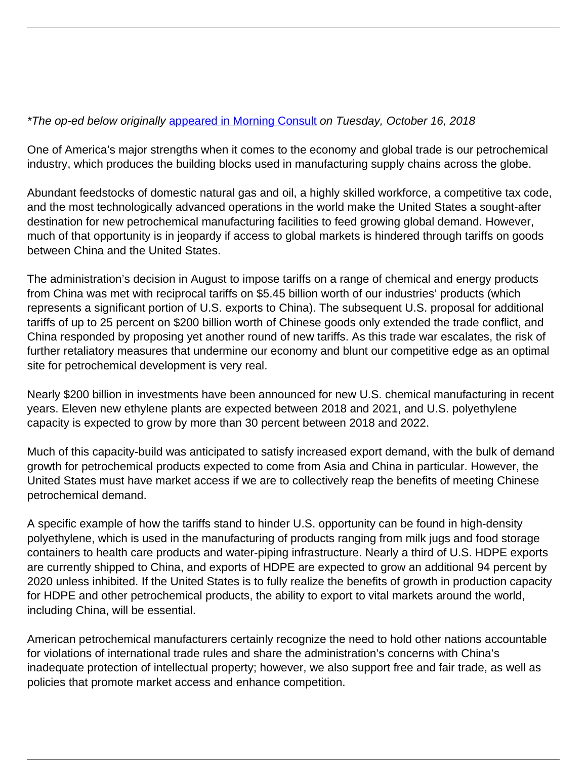*The op-ed below originally [appeared in Morning Consult](#) on Tuesday, October 16, 2018*

One of America's major strengths when it comes to the economy and global trade is our petrochemical industry, which produces the building blocks used in manufacturing supply chains across the globe.

Abundant feedstocks of domestic natural gas and oil, a highly skilled workforce, a competitive tax code, and the most technologically advanced operations in the world make the United States a sought-after destination for new petrochemical manufacturing facilities to feed growing global demand. However, much of that opportunity is in jeopardy if access to global markets is hindered through tariffs on goods between China and the United States.

The administration's decision in August to impose tariffs on a range of chemical and energy products from China was met with reciprocal tariffs on $5.45 billion worth of our industries' products (which represents a significant portion of U.S. exports to China). The subsequent U.S. proposal for additional tariffs of up to 25 percent on $200 billion worth of Chinese goods only extended the trade conflict, and China responded by proposing yet another round of new tariffs. As this trade war escalates, the risk of further retaliatory measures that undermine our economy and blunt our competitive edge as an optimal site for petrochemical development is very real.

Nearly $200 billion in investments have been announced for new U.S. chemical manufacturing in recent years. Eleven new ethylene plants are expected between 2018 and 2021, and U.S. polyethylene capacity is expected to grow by more than 30 percent between 2018 and 2022.

Much of this capacity-build was anticipated to satisfy increased export demand, with the bulk of demand growth for petrochemical products expected to come from Asia and China in particular. However, the United States must have market access if we are to collectively reap the benefits of meeting Chinese petrochemical demand.

A specific example of how the tariffs stand to hinder U.S. opportunity can be found in high-density polyethylene, which is used in the manufacturing of products ranging from milk jugs and food storage containers to health care products and water-piping infrastructure. Nearly a third of U.S. HDPE exports are currently shipped to China, and exports of HDPE are expected to grow an additional 94 percent by 2020 unless inhibited. If the United States is to fully realize the benefits of growth in production capacity for HDPE and other petrochemical products, the ability to export to vital markets around the world, including China, will be essential.

American petrochemical manufacturers certainly recognize the need to hold other nations accountable for violations of international trade rules and share the administration's concerns with China's inadequate protection of intellectual property; however, we also support free and fair trade, as well as policies that promote market access and enhance competition.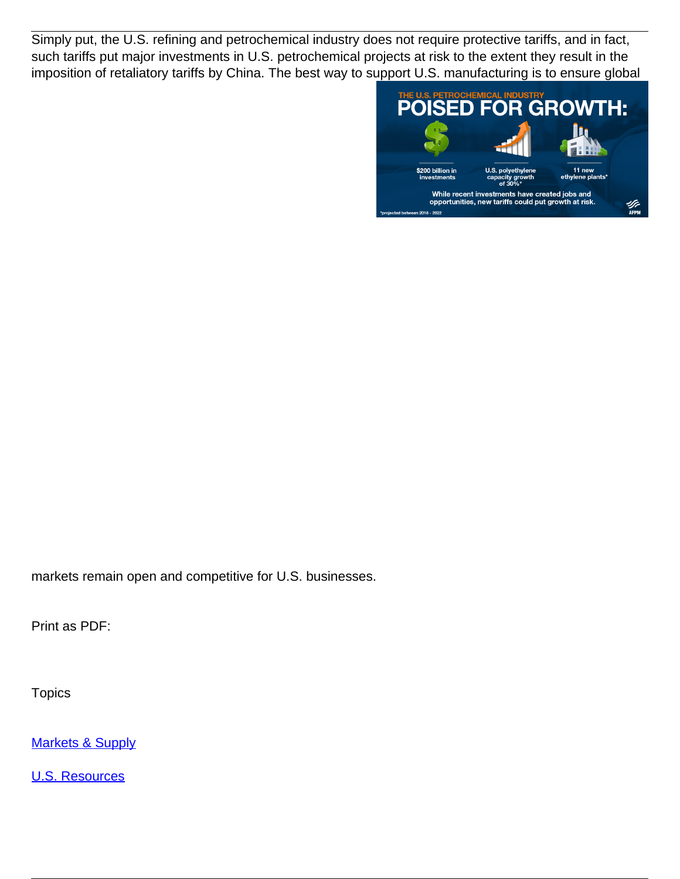Simply put, the U.S. refining and petrochemical industry does not require protective tariffs, and in fact, such tariffs put major investments in U.S. petrochemical projects at risk to the extent they result in the imposition of retaliatory tariffs by China. The best way to support U.S. manufacturing is to ensure global markets remain open and competitive for U.S. businesses.

Print as PDF:

Topics

[Markets & Supply]

[U.S. Resources]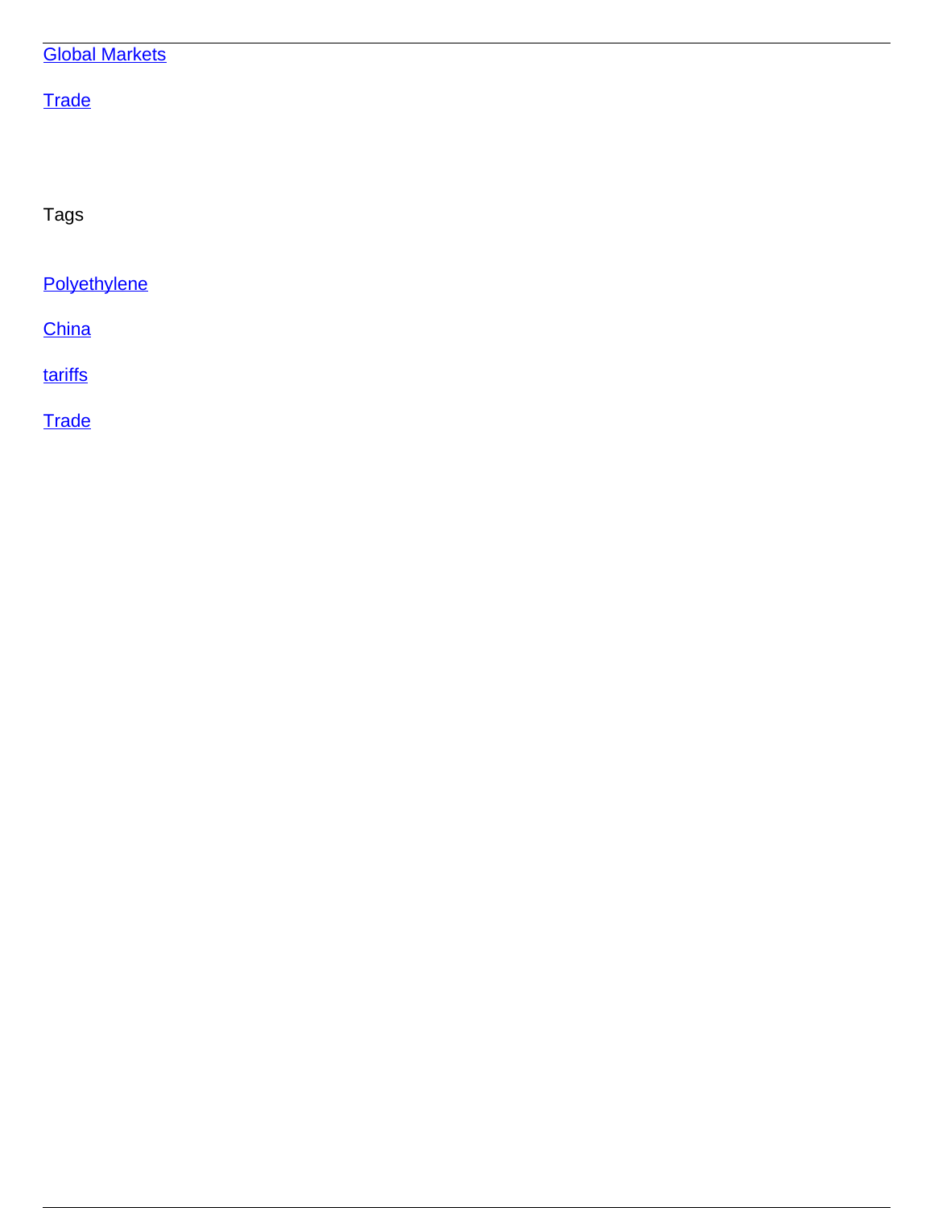[Global Markets]

[Trade]

Tags

[Polyethylene]

[China]

[tariffs]

[Trade]